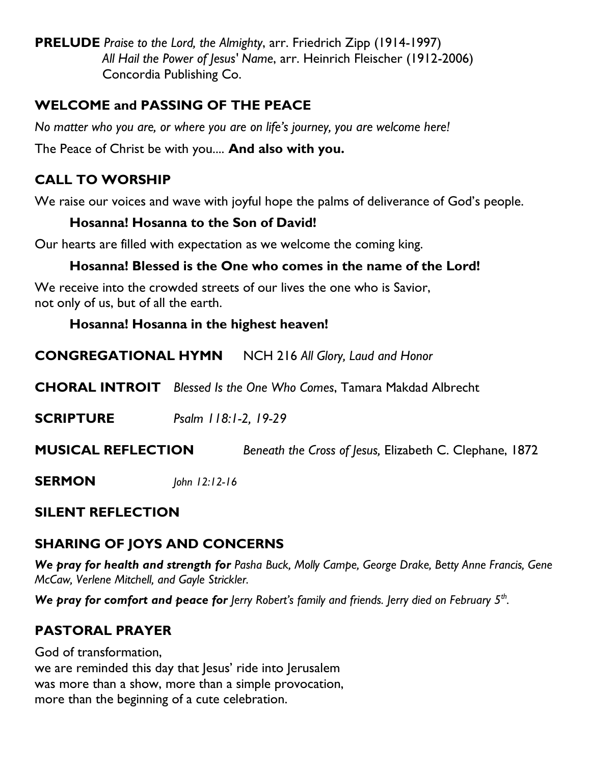**PRELUDE** *Praise to the Lord, the Almighty*, arr. Friedrich Zipp (1914-1997)
*All Hail the Power of Jesus' Name*, arr. Heinrich Fleischer (1912-2006)
Concordia Publishing Co.

## WELCOME and PASSING OF THE PEACE

*No matter who you are, or where you are on life's journey, you are welcome here!*

The Peace of Christ be with you.... **And also with you.**

## CALL TO WORSHIP

We raise our voices and wave with joyful hope the palms of deliverance of God's people.

**Hosanna! Hosanna to the Son of David!**

Our hearts are filled with expectation as we welcome the coming king.

**Hosanna! Blessed is the One who comes in the name of the Lord!**

We receive into the crowded streets of our lives the one who is Savior,
not only of us, but of all the earth.

**Hosanna! Hosanna in the highest heaven!**

**CONGREGATIONAL HYMN** NCH 216 *All Glory, Laud and Honor*

**CHORAL INTROIT** *Blessed Is the One Who Comes*, Tamara Makdad Albrecht

**SCRIPTURE** *Psalm 118:1-2, 19-29*

**MUSICAL REFLECTION** *Beneath the Cross of Jesus,* Elizabeth C. Clephane, 1872

**SERMON** *John 12:12-16*

## SILENT REFLECTION

## SHARING OF JOYS AND CONCERNS

***We pray for health and strength for*** *Pasha Buck, Molly Campe, George Drake, Betty Anne Francis, Gene McCaw, Verlene Mitchell, and Gayle Strickler.*

***We pray for comfort and peace for*** *Jerry Robert's family and friends. Jerry died on February 5th.*

## PASTORAL PRAYER

God of transformation,
we are reminded this day that Jesus' ride into Jerusalem
was more than a show, more than a simple provocation,
more than the beginning of a cute celebration.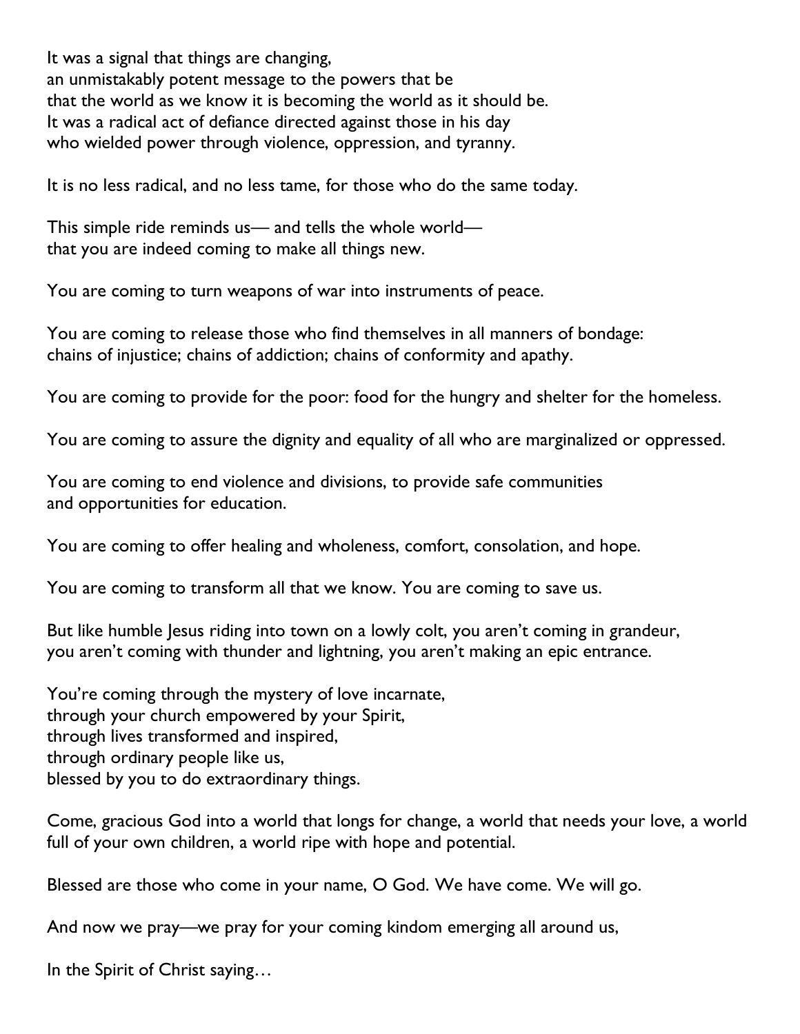It was a signal that things are changing,
an unmistakably potent message to the powers that be
that the world as we know it is becoming the world as it should be.
It was a radical act of defiance directed against those in his day
who wielded power through violence, oppression, and tyranny.

It is no less radical, and no less tame, for those who do the same today.

This simple ride reminds us— and tells the whole world—
that you are indeed coming to make all things new.

You are coming to turn weapons of war into instruments of peace.

You are coming to release those who find themselves in all manners of bondage:
chains of injustice; chains of addiction; chains of conformity and apathy.

You are coming to provide for the poor: food for the hungry and shelter for the homeless.

You are coming to assure the dignity and equality of all who are marginalized or oppressed.

You are coming to end violence and divisions, to provide safe communities
and opportunities for education.

You are coming to offer healing and wholeness, comfort, consolation, and hope.

You are coming to transform all that we know. You are coming to save us.

But like humble Jesus riding into town on a lowly colt, you aren't coming in grandeur,
you aren't coming with thunder and lightning, you aren't making an epic entrance.

You're coming through the mystery of love incarnate,
through your church empowered by your Spirit,
through lives transformed and inspired,
through ordinary people like us,
blessed by you to do extraordinary things.

Come, gracious God into a world that longs for change, a world that needs your love, a world full of your own children, a world ripe with hope and potential.

Blessed are those who come in your name, O God. We have come. We will go.

And now we pray—we pray for your coming kindom emerging all around us,

In the Spirit of Christ saying…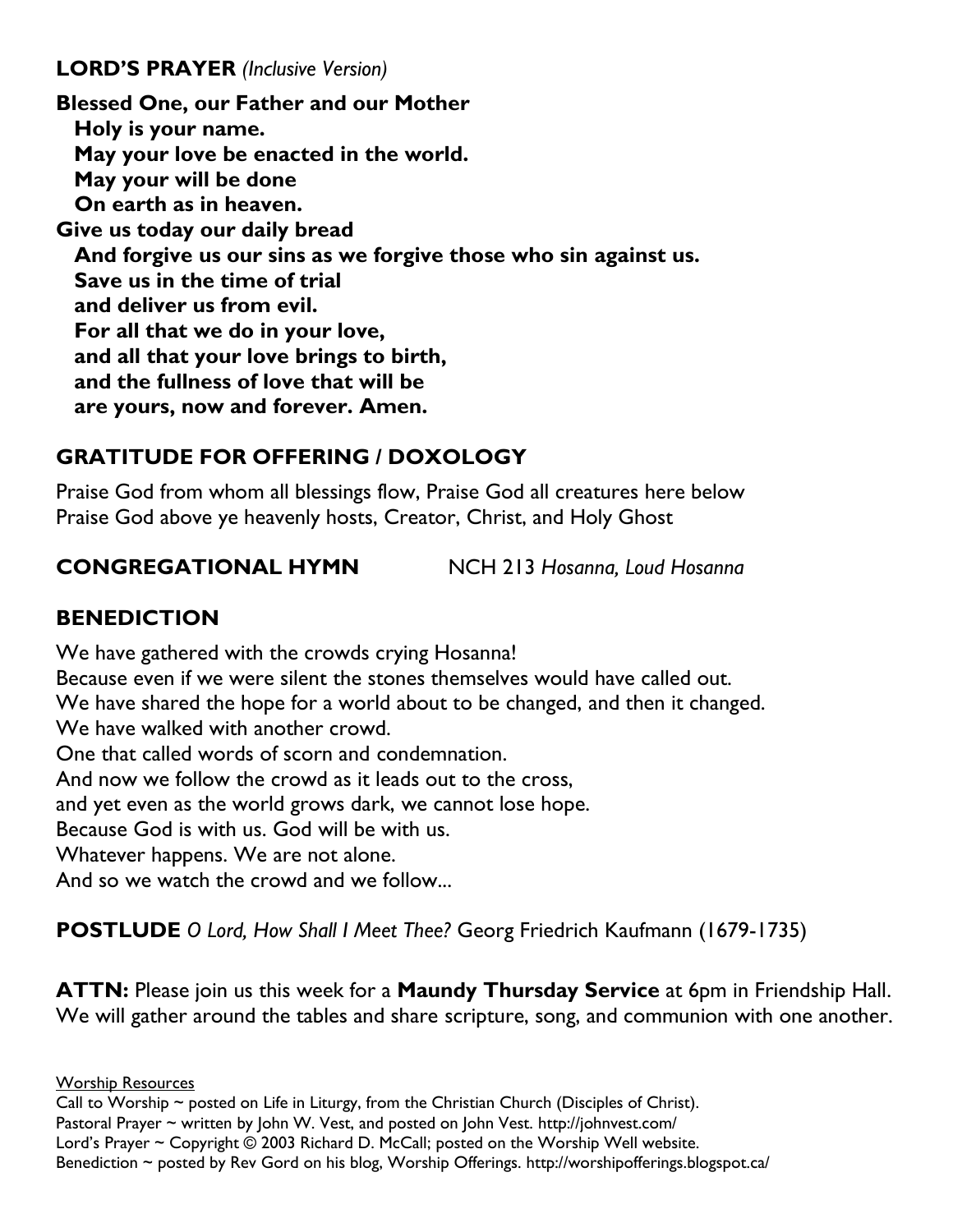**LORD'S PRAYER** *(Inclusive Version)*

**Blessed One, our Father and our Mother**
**Holy is your name.**
**May your love be enacted in the world.**
**May your will be done**
**On earth as in heaven.**
**Give us today our daily bread**
**And forgive us our sins as we forgive those who sin against us.**
**Save us in the time of trial**
**and deliver us from evil.**
**For all that we do in your love,**
**and all that your love brings to birth,**
**and the fullness of love that will be**
**are yours, now and forever. Amen.**

## GRATITUDE FOR OFFERING / DOXOLOGY

Praise God from whom all blessings flow, Praise God all creatures here below
Praise God above ye heavenly hosts, Creator, Christ, and Holy Ghost

**CONGREGATIONAL HYMN** NCH 213 *Hosanna, Loud Hosanna*

## BENEDICTION

We have gathered with the crowds crying Hosanna!
Because even if we were silent the stones themselves would have called out.
We have shared the hope for a world about to be changed, and then it changed.
We have walked with another crowd.
One that called words of scorn and condemnation.
And now we follow the crowd as it leads out to the cross,
and yet even as the world grows dark, we cannot lose hope.
Because God is with us. God will be with us.
Whatever happens. We are not alone.
And so we watch the crowd and we follow...

**POSTLUDE** *O Lord, How Shall I Meet Thee?* Georg Friedrich Kaufmann (1679-1735)

**ATTN:** Please join us this week for a **Maundy Thursday Service** at 6pm in Friendship Hall. We will gather around the tables and share scripture, song, and communion with one another.

Worship Resources
Call to Worship ~ posted on Life in Liturgy, from the Christian Church (Disciples of Christ).
Pastoral Prayer ~ written by John W. Vest, and posted on John Vest. http://johnvest.com/
Lord's Prayer ~ Copyright © 2003 Richard D. McCall; posted on the Worship Well website.
Benediction ~ posted by Rev Gord on his blog, Worship Offerings. http://worshipofferings.blogspot.ca/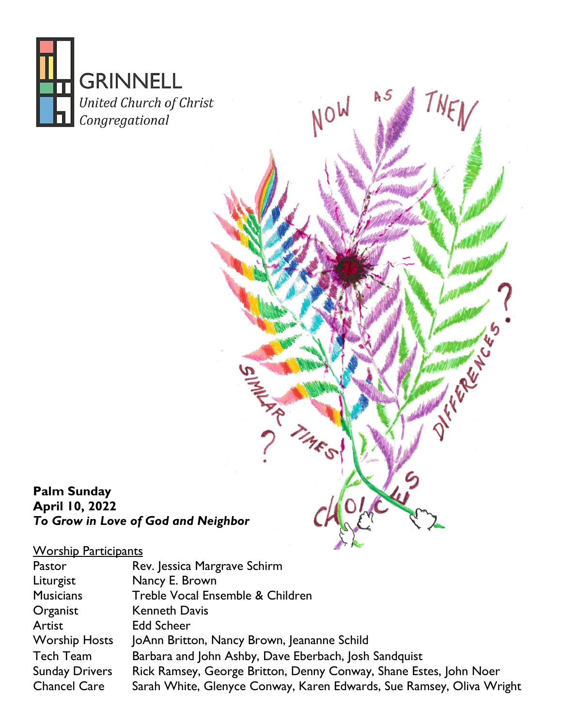GRINNELL
*United Church of Christ*
*Congregational*

NOW AS THEN

SIMILAR TIMES?

DIFFERENCES?

CHOICES

**Palm Sunday**
**April 10, 2022**
***To Grow in Love of God and Neighbor***

Worship Participants

| | |
|---|---|
| Pastor | Rev. Jessica Margrave Schirm |
| Liturgist | Nancy E. Brown |
| Musicians | Treble Vocal Ensemble & Children |
| Organist | Kenneth Davis |
| Artist | Edd Scheer |
| Worship Hosts | JoAnn Britton, Nancy Brown, Jeananne Schild |
| Tech Team | Barbara and John Ashby, Dave Eberbach, Josh Sandquist |
| Sunday Drivers | Rick Ramsey, George Britton, Denny Conway, Shane Estes, John Noer |
| Chancel Care | Sarah White, Glenyce Conway, Karen Edwards, Sue Ramsey, Oliva Wright |